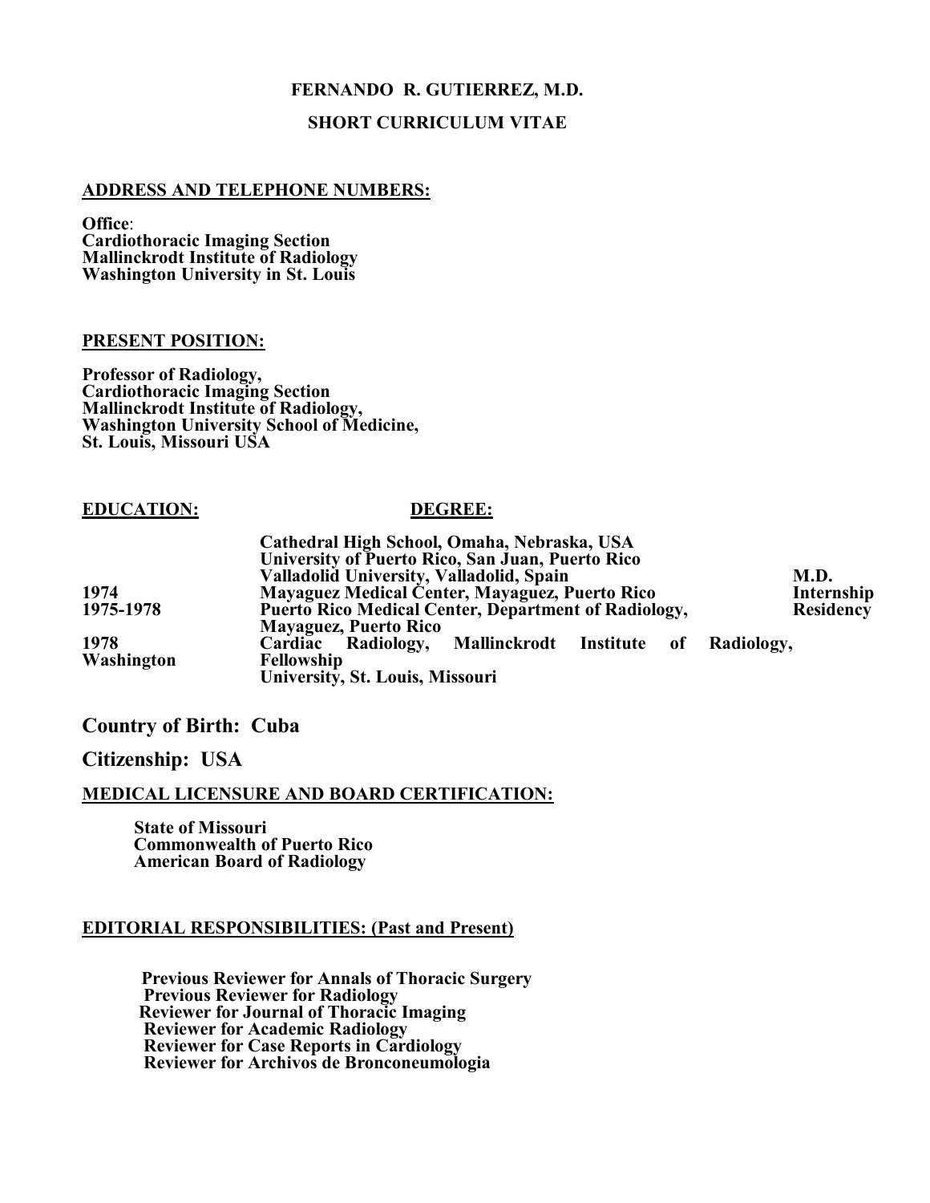**FERNANDO R. GUTIERREZ, M.D.**

**SHORT CURRICULUM VITAE**

## ADDRESS AND TELEPHONE NUMBERS:

**Office**:
**Cardiothoracic Imaging Section**
**Mallinckrodt Institute of Radiology**
**Washington University in St. Louis**

## PRESENT POSITION:

**Professor of Radiology,**
**Cardiothoracic Imaging Section**
**Mallinckrodt Institute of Radiology,**
**Washington University School of Medicine,**
**St. Louis, Missouri USA**

## EDUCATION:

| EDUCATION: | | DEGREE: |
|---|---|---|
| | Cathedral High School, Omaha, Nebraska, USA | |
| | University of Puerto Rico, San Juan, Puerto Rico | |
| | Valladolid University, Valladolid, Spain | M.D. |
| 1974 | Mayaguez Medical Center, Mayaguez, Puerto Rico | Internship |
| 1975-1978 | Puerto Rico Medical Center, Department of Radiology, Mayaguez, Puerto Rico | Residency |
| 1978 | Cardiac Radiology, Mallinckrodt Institute of Radiology, Washington University, St. Louis, Missouri | Fellowship |

## Country of Birth: Cuba

## Citizenship: USA

## MEDICAL LICENSURE AND BOARD CERTIFICATION:

**State of Missouri**
**Commonwealth of Puerto Rico**
**American Board of Radiology**

## EDITORIAL RESPONSIBILITIES: (Past and Present)

**Previous Reviewer for Annals of Thoracic Surgery**
**Previous Reviewer for Radiology**
**Reviewer for Journal of Thoracic Imaging**
**Reviewer for Academic Radiology**
**Reviewer for Case Reports in Cardiology**
**Reviewer for Archivos de Bronconeumologia**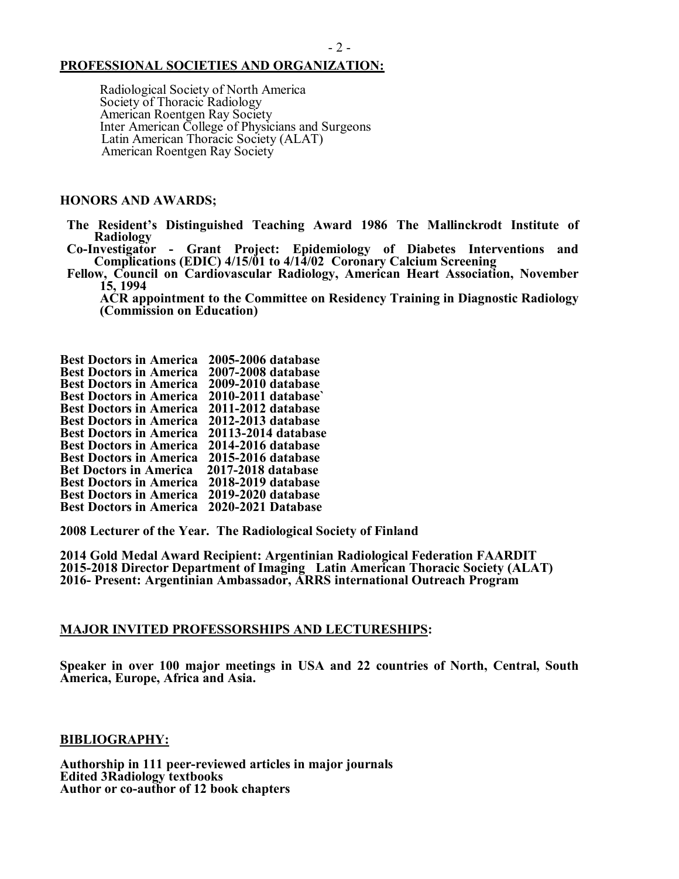## PROFESSIONAL SOCIETIES AND ORGANIZATION:

Radiological Society of North America
Society of Thoracic Radiology
American Roentgen Ray Society
Inter American College of Physicians and Surgeons
Latin American Thoracic Society (ALAT)
American Roentgen Ray Society

## HONORS AND AWARDS;

**The Resident's Distinguished Teaching Award 1986 The Mallinckrodt Institute of Radiology**
**Co-Investigator - Grant Project: Epidemiology of Diabetes Interventions and Complications (EDIC) 4/15/01 to 4/14/02 Coronary Calcium Screening**
**Fellow, Council on Cardiovascular Radiology, American Heart Association, November 15, 1994**
**ACR appointment to the Committee on Residency Training in Diagnostic Radiology (Commission on Education)**

**Best Doctors in America 2005-2006 database**
**Best Doctors in America 2007-2008 database**
**Best Doctors in America 2009-2010 database**
**Best Doctors in America 2010-2011 database`**
**Best Doctors in America 2011-2012 database**
**Best Doctors in America 2012-2013 database**
**Best Doctors in America 20113-2014 database**
**Best Doctors in America 2014-2016 database**
**Best Doctors in America 2015-2016 database**
**Bet Doctors in America 2017-2018 database**
**Best Doctors in America 2018-2019 database**
**Best Doctors in America 2019-2020 database**
**Best Doctors in America 2020-2021 Database**

**2008 Lecturer of the Year. The Radiological Society of Finland**

**2014 Gold Medal Award Recipient: Argentinian Radiological Federation FAARDIT**
**2015-2018 Director Department of Imaging Latin American Thoracic Society (ALAT)**
**2016- Present: Argentinian Ambassador, ARRS international Outreach Program**

## MAJOR INVITED PROFESSORSHIPS AND LECTURESHIPS:

**Speaker in over 100 major meetings in USA and 22 countries of North, Central, South America, Europe, Africa and Asia.**

## BIBLIOGRAPHY:

**Authorship in 111 peer-reviewed articles in major journals**
**Edited 3Radiology textbooks**
**Author or co-author of 12 book chapters**